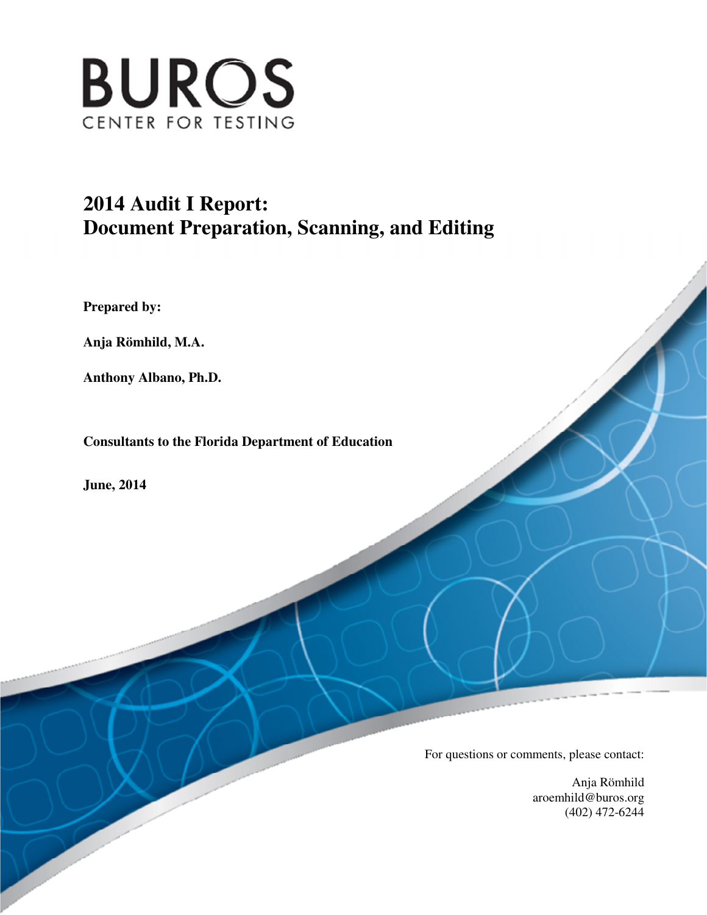BUROS

CENTER FOR TESTING

# 2014 Audit I Report: Document Preparation, Scanning, and Editing

**Prepared by:**

**Anja Römhild, M.A.**

**Anthony Albano, Ph.D.**

**Consultants to the Florida Department of Education**

**June, 2014**

For questions or comments, please contact:

Anja Römhild
aroemhild@buros.org
(402) 472-6244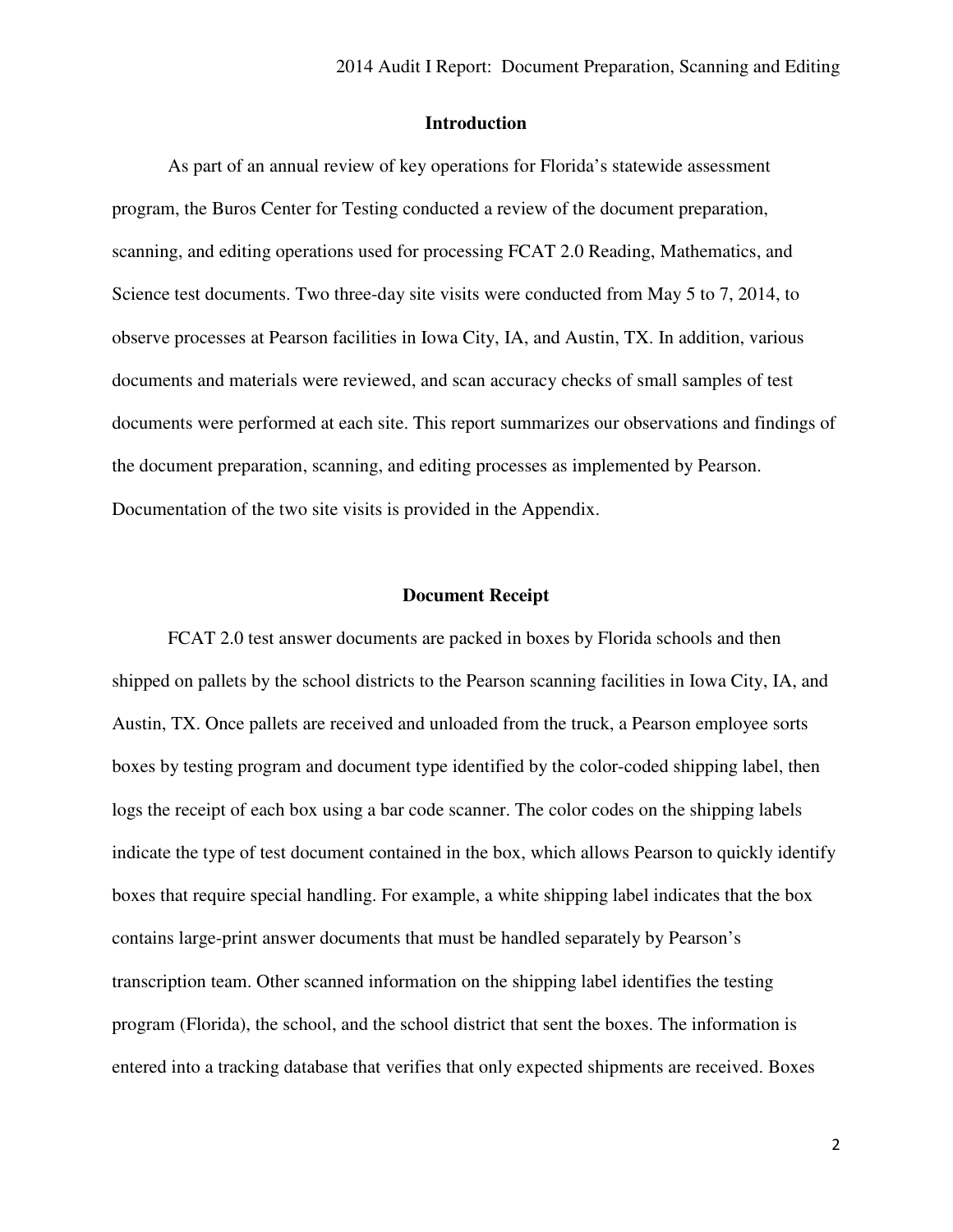## Introduction

As part of an annual review of key operations for Florida's statewide assessment program, the Buros Center for Testing conducted a review of the document preparation, scanning, and editing operations used for processing FCAT 2.0 Reading, Mathematics, and Science test documents. Two three-day site visits were conducted from May 5 to 7, 2014, to observe processes at Pearson facilities in Iowa City, IA, and Austin, TX. In addition, various documents and materials were reviewed, and scan accuracy checks of small samples of test documents were performed at each site. This report summarizes our observations and findings of the document preparation, scanning, and editing processes as implemented by Pearson. Documentation of the two site visits is provided in the Appendix.

## Document Receipt

FCAT 2.0 test answer documents are packed in boxes by Florida schools and then shipped on pallets by the school districts to the Pearson scanning facilities in Iowa City, IA, and Austin, TX. Once pallets are received and unloaded from the truck, a Pearson employee sorts boxes by testing program and document type identified by the color-coded shipping label, then logs the receipt of each box using a bar code scanner. The color codes on the shipping labels indicate the type of test document contained in the box, which allows Pearson to quickly identify boxes that require special handling. For example, a white shipping label indicates that the box contains large-print answer documents that must be handled separately by Pearson's transcription team. Other scanned information on the shipping label identifies the testing program (Florida), the school, and the school district that sent the boxes. The information is entered into a tracking database that verifies that only expected shipments are received. Boxes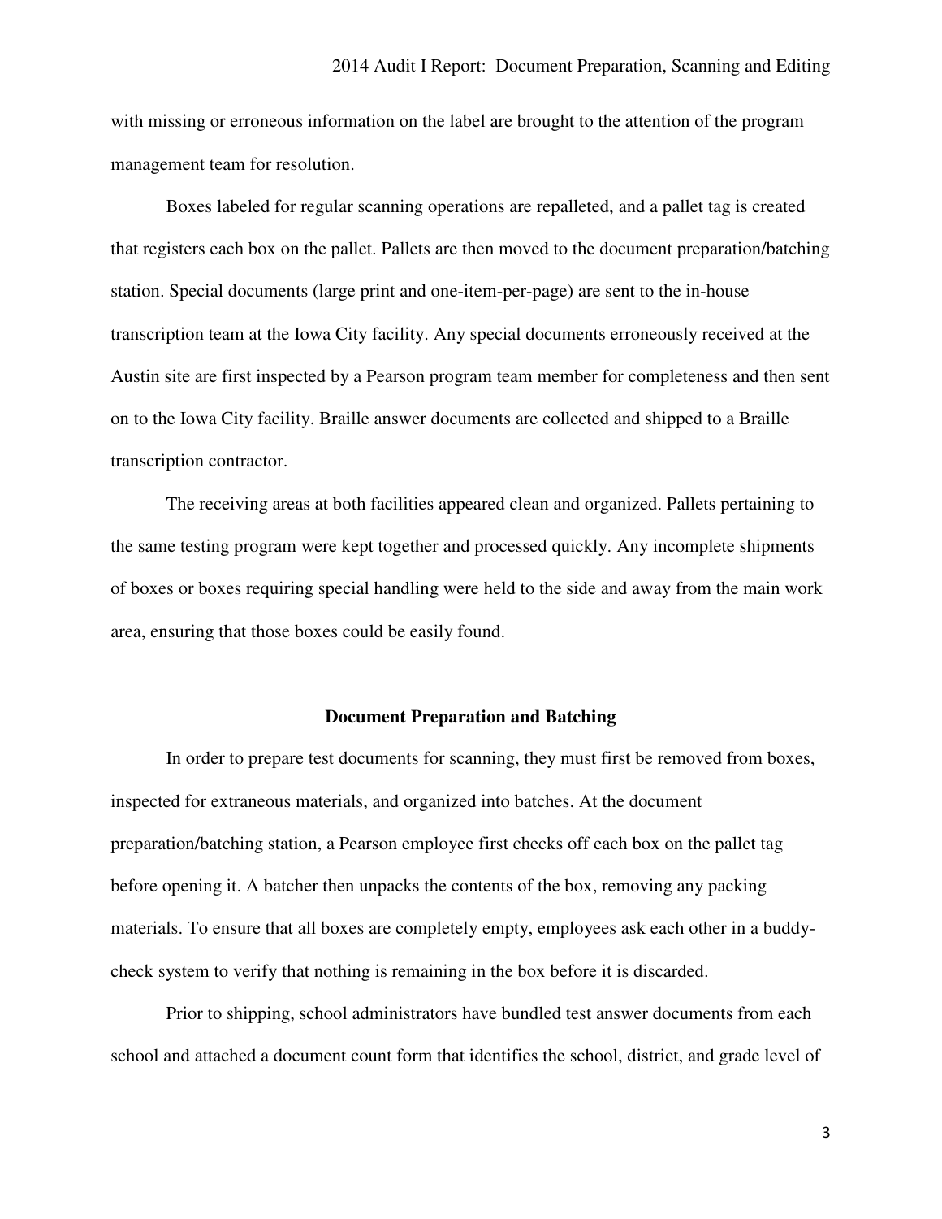with missing or erroneous information on the label are brought to the attention of the program management team for resolution.

Boxes labeled for regular scanning operations are repalleted, and a pallet tag is created that registers each box on the pallet. Pallets are then moved to the document preparation/batching station. Special documents (large print and one-item-per-page) are sent to the in-house transcription team at the Iowa City facility. Any special documents erroneously received at the Austin site are first inspected by a Pearson program team member for completeness and then sent on to the Iowa City facility. Braille answer documents are collected and shipped to a Braille transcription contractor.

The receiving areas at both facilities appeared clean and organized. Pallets pertaining to the same testing program were kept together and processed quickly. Any incomplete shipments of boxes or boxes requiring special handling were held to the side and away from the main work area, ensuring that those boxes could be easily found.

## Document Preparation and Batching

In order to prepare test documents for scanning, they must first be removed from boxes, inspected for extraneous materials, and organized into batches. At the document preparation/batching station, a Pearson employee first checks off each box on the pallet tag before opening it. A batcher then unpacks the contents of the box, removing any packing materials. To ensure that all boxes are completely empty, employees ask each other in a buddy-check system to verify that nothing is remaining in the box before it is discarded.

Prior to shipping, school administrators have bundled test answer documents from each school and attached a document count form that identifies the school, district, and grade level of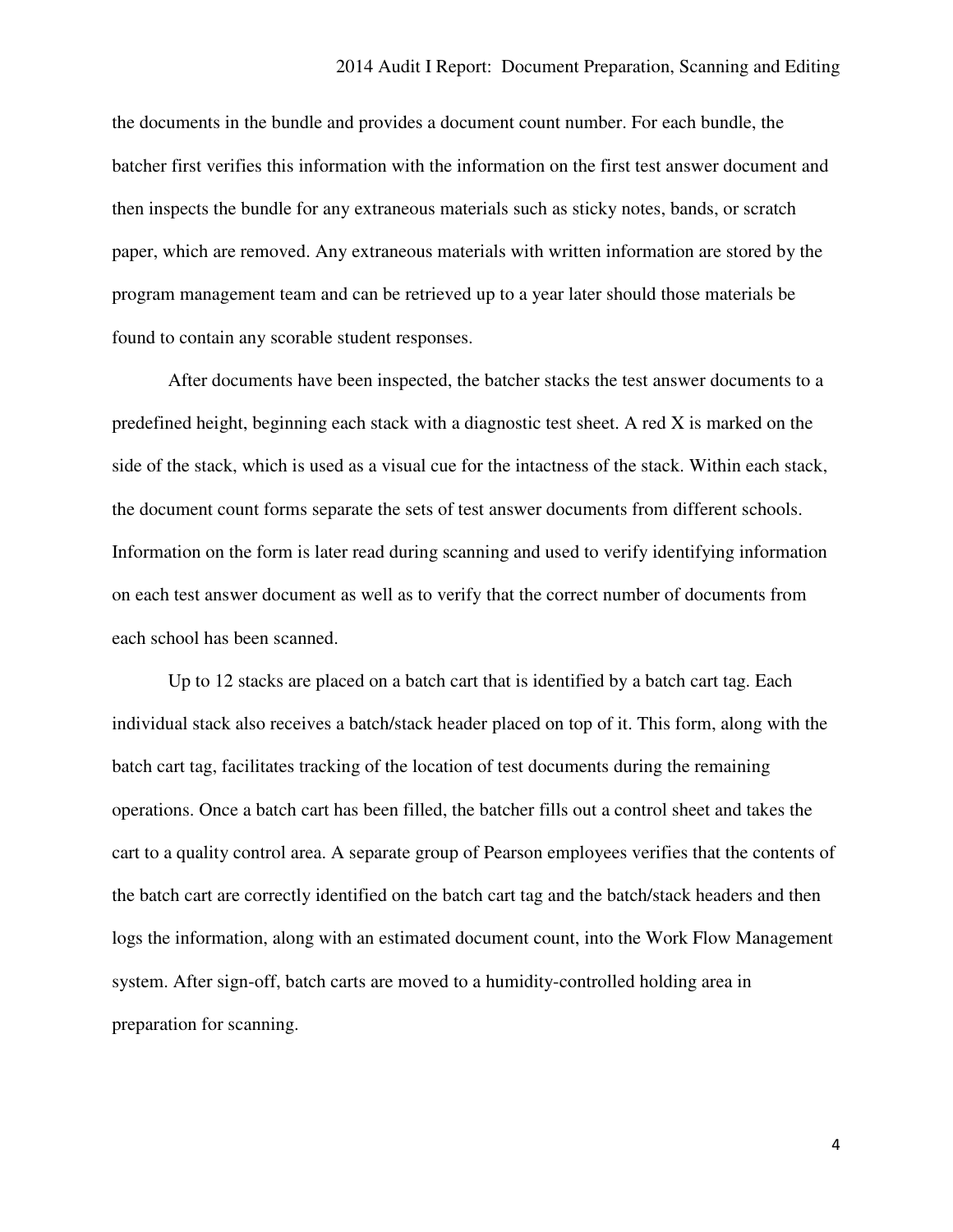the documents in the bundle and provides a document count number. For each bundle, the batcher first verifies this information with the information on the first test answer document and then inspects the bundle for any extraneous materials such as sticky notes, bands, or scratch paper, which are removed. Any extraneous materials with written information are stored by the program management team and can be retrieved up to a year later should those materials be found to contain any scorable student responses.

After documents have been inspected, the batcher stacks the test answer documents to a predefined height, beginning each stack with a diagnostic test sheet. A red X is marked on the side of the stack, which is used as a visual cue for the intactness of the stack. Within each stack, the document count forms separate the sets of test answer documents from different schools. Information on the form is later read during scanning and used to verify identifying information on each test answer document as well as to verify that the correct number of documents from each school has been scanned.

Up to 12 stacks are placed on a batch cart that is identified by a batch cart tag. Each individual stack also receives a batch/stack header placed on top of it. This form, along with the batch cart tag, facilitates tracking of the location of test documents during the remaining operations. Once a batch cart has been filled, the batcher fills out a control sheet and takes the cart to a quality control area. A separate group of Pearson employees verifies that the contents of the batch cart are correctly identified on the batch cart tag and the batch/stack headers and then logs the information, along with an estimated document count, into the Work Flow Management system. After sign-off, batch carts are moved to a humidity-controlled holding area in preparation for scanning.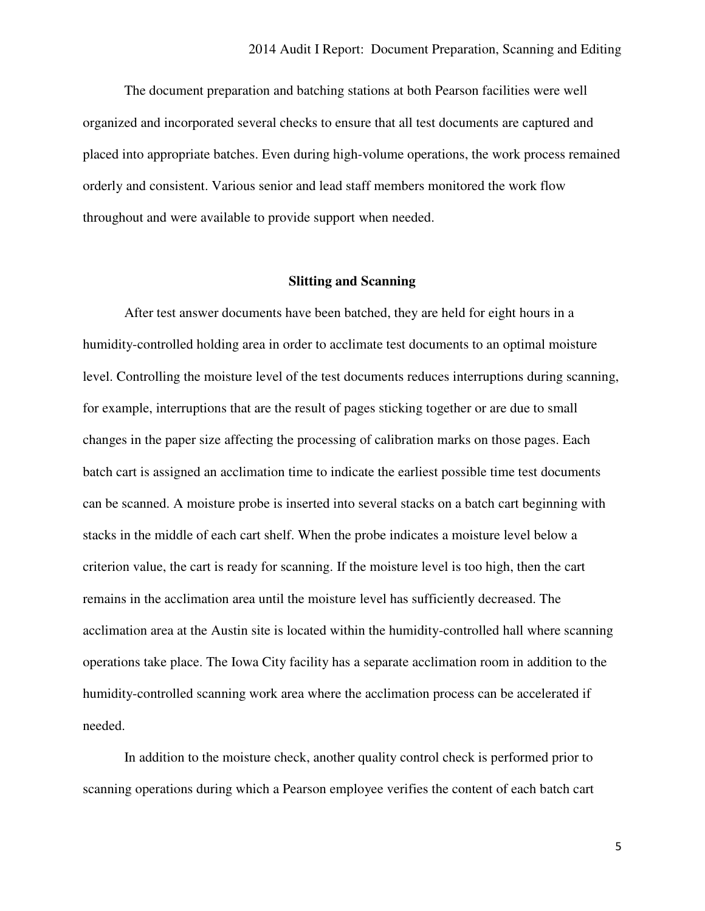The document preparation and batching stations at both Pearson facilities were well organized and incorporated several checks to ensure that all test documents are captured and placed into appropriate batches. Even during high-volume operations, the work process remained orderly and consistent. Various senior and lead staff members monitored the work flow throughout and were available to provide support when needed.

## Slitting and Scanning

After test answer documents have been batched, they are held for eight hours in a humidity-controlled holding area in order to acclimate test documents to an optimal moisture level. Controlling the moisture level of the test documents reduces interruptions during scanning, for example, interruptions that are the result of pages sticking together or are due to small changes in the paper size affecting the processing of calibration marks on those pages. Each batch cart is assigned an acclimation time to indicate the earliest possible time test documents can be scanned. A moisture probe is inserted into several stacks on a batch cart beginning with stacks in the middle of each cart shelf. When the probe indicates a moisture level below a criterion value, the cart is ready for scanning. If the moisture level is too high, then the cart remains in the acclimation area until the moisture level has sufficiently decreased. The acclimation area at the Austin site is located within the humidity-controlled hall where scanning operations take place. The Iowa City facility has a separate acclimation room in addition to the humidity-controlled scanning work area where the acclimation process can be accelerated if needed.

In addition to the moisture check, another quality control check is performed prior to scanning operations during which a Pearson employee verifies the content of each batch cart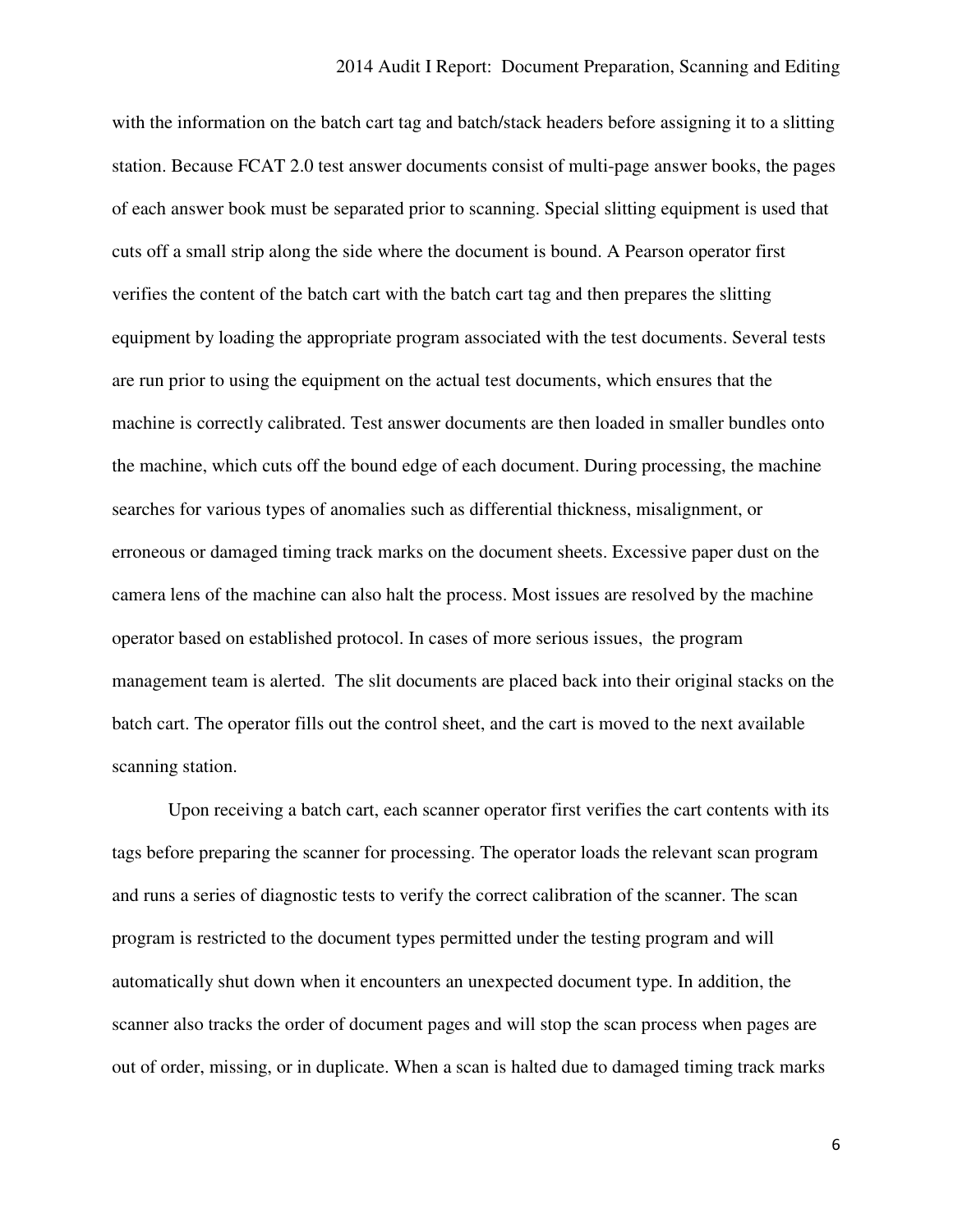with the information on the batch cart tag and batch/stack headers before assigning it to a slitting station. Because FCAT 2.0 test answer documents consist of multi-page answer books, the pages of each answer book must be separated prior to scanning. Special slitting equipment is used that cuts off a small strip along the side where the document is bound. A Pearson operator first verifies the content of the batch cart with the batch cart tag and then prepares the slitting equipment by loading the appropriate program associated with the test documents. Several tests are run prior to using the equipment on the actual test documents, which ensures that the machine is correctly calibrated. Test answer documents are then loaded in smaller bundles onto the machine, which cuts off the bound edge of each document. During processing, the machine searches for various types of anomalies such as differential thickness, misalignment, or erroneous or damaged timing track marks on the document sheets. Excessive paper dust on the camera lens of the machine can also halt the process. Most issues are resolved by the machine operator based on established protocol. In cases of more serious issues, the program management team is alerted. The slit documents are placed back into their original stacks on the batch cart. The operator fills out the control sheet, and the cart is moved to the next available scanning station.

Upon receiving a batch cart, each scanner operator first verifies the cart contents with its tags before preparing the scanner for processing. The operator loads the relevant scan program and runs a series of diagnostic tests to verify the correct calibration of the scanner. The scan program is restricted to the document types permitted under the testing program and will automatically shut down when it encounters an unexpected document type. In addition, the scanner also tracks the order of document pages and will stop the scan process when pages are out of order, missing, or in duplicate. When a scan is halted due to damaged timing track marks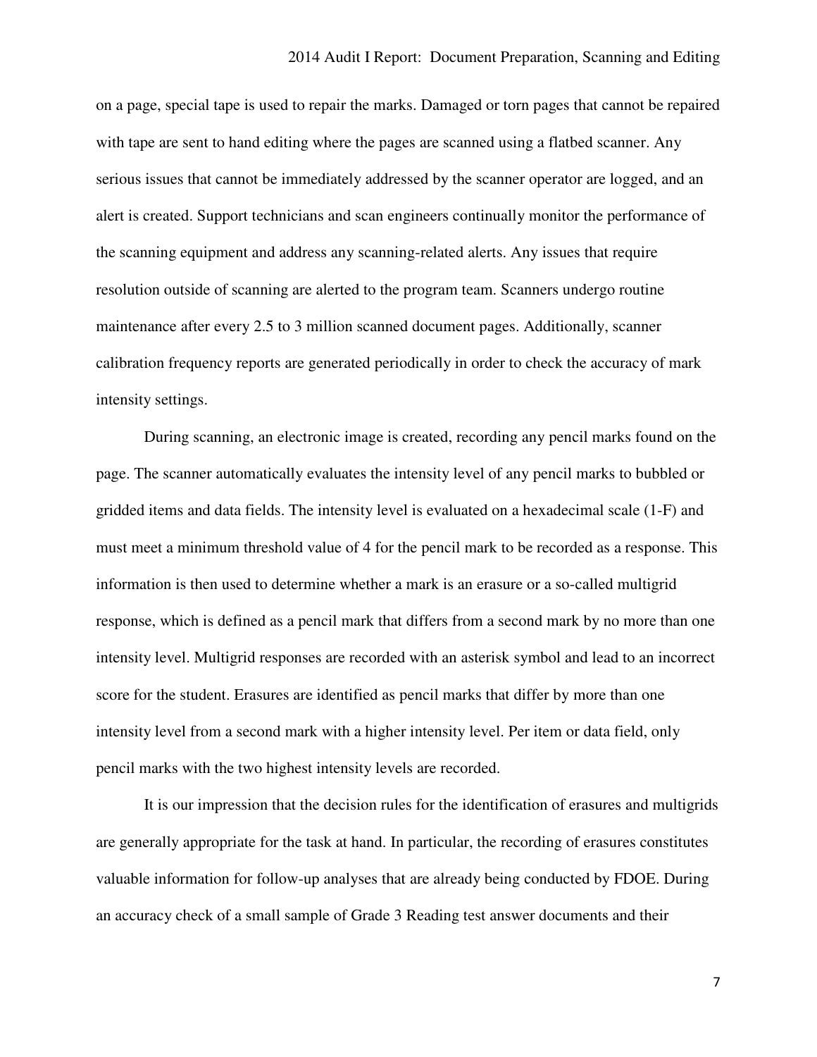on a page, special tape is used to repair the marks. Damaged or torn pages that cannot be repaired with tape are sent to hand editing where the pages are scanned using a flatbed scanner. Any serious issues that cannot be immediately addressed by the scanner operator are logged, and an alert is created. Support technicians and scan engineers continually monitor the performance of the scanning equipment and address any scanning-related alerts. Any issues that require resolution outside of scanning are alerted to the program team. Scanners undergo routine maintenance after every 2.5 to 3 million scanned document pages. Additionally, scanner calibration frequency reports are generated periodically in order to check the accuracy of mark intensity settings.

During scanning, an electronic image is created, recording any pencil marks found on the page. The scanner automatically evaluates the intensity level of any pencil marks to bubbled or gridded items and data fields. The intensity level is evaluated on a hexadecimal scale (1-F) and must meet a minimum threshold value of 4 for the pencil mark to be recorded as a response. This information is then used to determine whether a mark is an erasure or a so-called multigrid response, which is defined as a pencil mark that differs from a second mark by no more than one intensity level. Multigrid responses are recorded with an asterisk symbol and lead to an incorrect score for the student. Erasures are identified as pencil marks that differ by more than one intensity level from a second mark with a higher intensity level. Per item or data field, only pencil marks with the two highest intensity levels are recorded.

It is our impression that the decision rules for the identification of erasures and multigrids are generally appropriate for the task at hand. In particular, the recording of erasures constitutes valuable information for follow-up analyses that are already being conducted by FDOE. During an accuracy check of a small sample of Grade 3 Reading test answer documents and their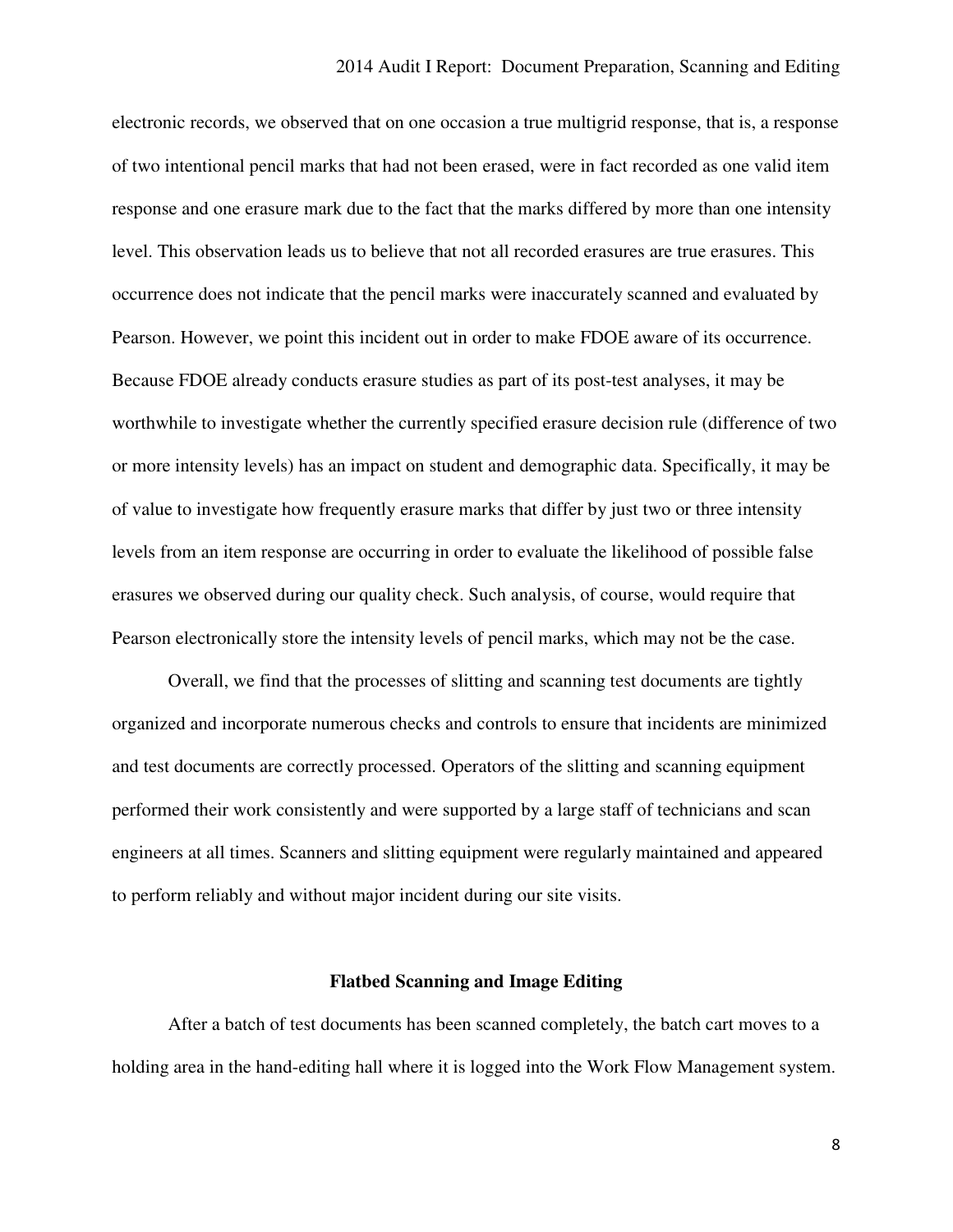electronic records, we observed that on one occasion a true multigrid response, that is, a response of two intentional pencil marks that had not been erased, were in fact recorded as one valid item response and one erasure mark due to the fact that the marks differed by more than one intensity level. This observation leads us to believe that not all recorded erasures are true erasures. This occurrence does not indicate that the pencil marks were inaccurately scanned and evaluated by Pearson. However, we point this incident out in order to make FDOE aware of its occurrence. Because FDOE already conducts erasure studies as part of its post-test analyses, it may be worthwhile to investigate whether the currently specified erasure decision rule (difference of two or more intensity levels) has an impact on student and demographic data. Specifically, it may be of value to investigate how frequently erasure marks that differ by just two or three intensity levels from an item response are occurring in order to evaluate the likelihood of possible false erasures we observed during our quality check. Such analysis, of course, would require that Pearson electronically store the intensity levels of pencil marks, which may not be the case.

Overall, we find that the processes of slitting and scanning test documents are tightly organized and incorporate numerous checks and controls to ensure that incidents are minimized and test documents are correctly processed. Operators of the slitting and scanning equipment performed their work consistently and were supported by a large staff of technicians and scan engineers at all times. Scanners and slitting equipment were regularly maintained and appeared to perform reliably and without major incident during our site visits.

## Flatbed Scanning and Image Editing

After a batch of test documents has been scanned completely, the batch cart moves to a holding area in the hand-editing hall where it is logged into the Work Flow Management system.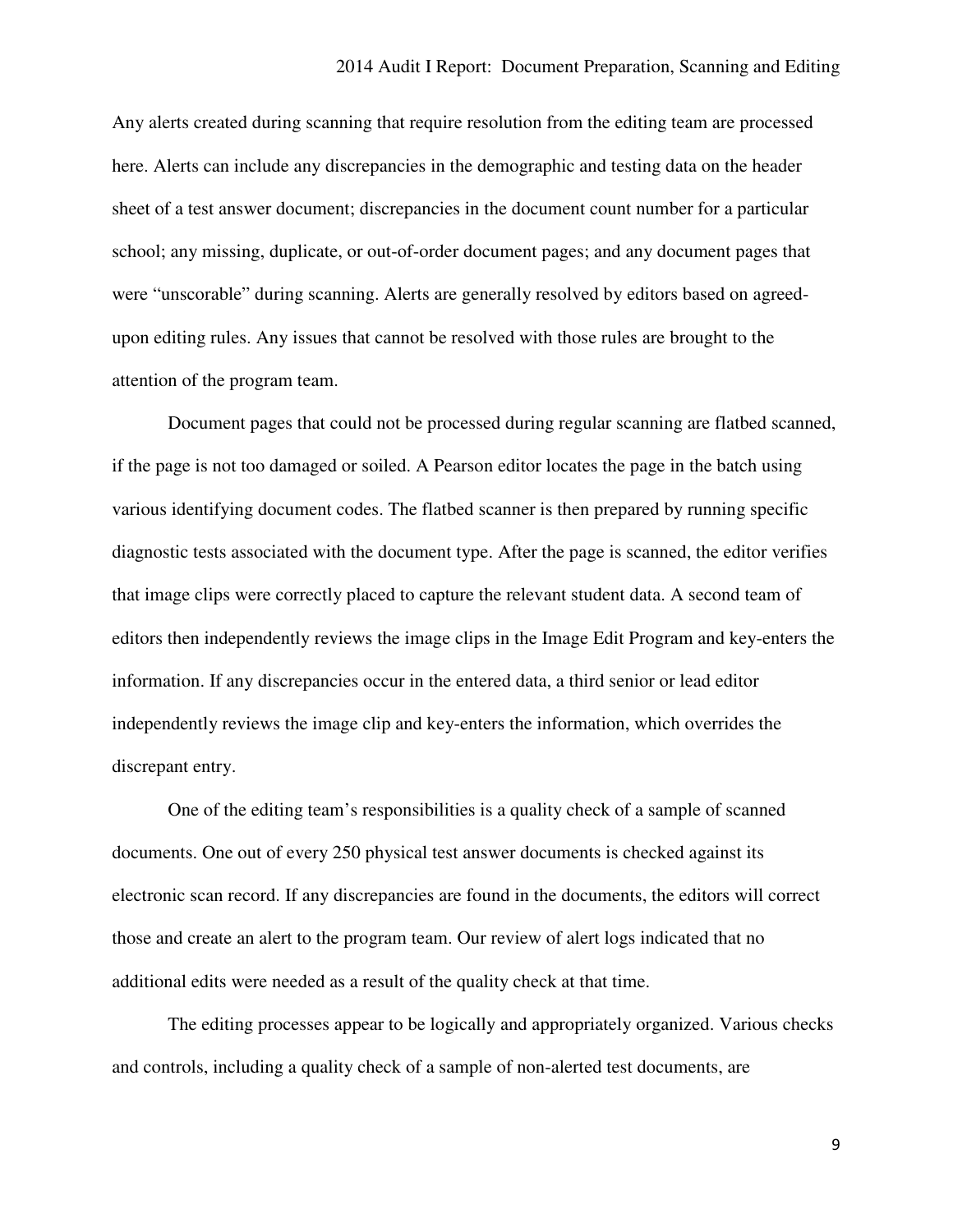Any alerts created during scanning that require resolution from the editing team are processed here. Alerts can include any discrepancies in the demographic and testing data on the header sheet of a test answer document; discrepancies in the document count number for a particular school; any missing, duplicate, or out-of-order document pages; and any document pages that were "unscorable" during scanning. Alerts are generally resolved by editors based on agreed-upon editing rules. Any issues that cannot be resolved with those rules are brought to the attention of the program team.

Document pages that could not be processed during regular scanning are flatbed scanned, if the page is not too damaged or soiled. A Pearson editor locates the page in the batch using various identifying document codes. The flatbed scanner is then prepared by running specific diagnostic tests associated with the document type. After the page is scanned, the editor verifies that image clips were correctly placed to capture the relevant student data. A second team of editors then independently reviews the image clips in the Image Edit Program and key-enters the information. If any discrepancies occur in the entered data, a third senior or lead editor independently reviews the image clip and key-enters the information, which overrides the discrepant entry.

One of the editing team's responsibilities is a quality check of a sample of scanned documents. One out of every 250 physical test answer documents is checked against its electronic scan record. If any discrepancies are found in the documents, the editors will correct those and create an alert to the program team. Our review of alert logs indicated that no additional edits were needed as a result of the quality check at that time.

The editing processes appear to be logically and appropriately organized. Various checks and controls, including a quality check of a sample of non-alerted test documents, are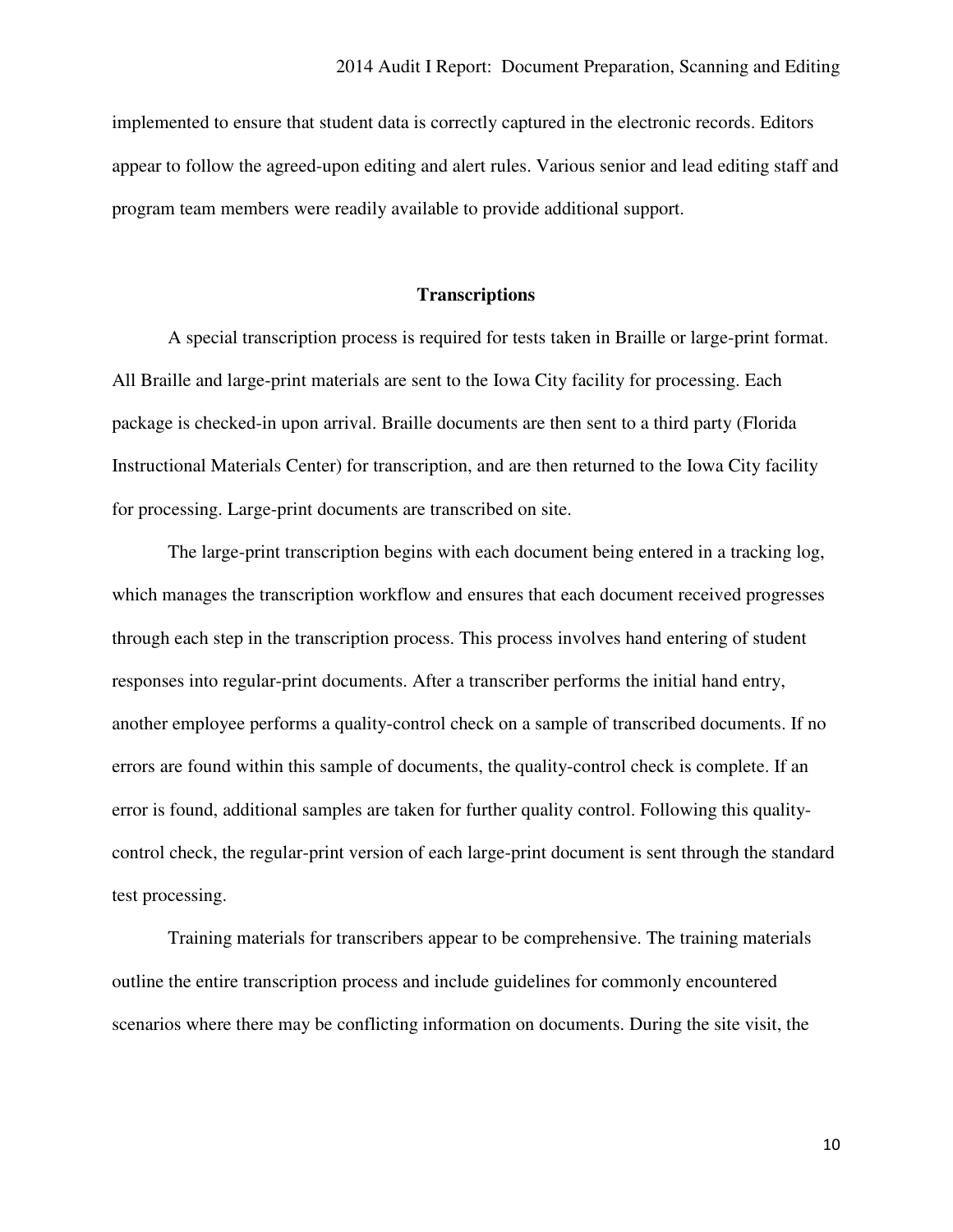implemented to ensure that student data is correctly captured in the electronic records. Editors appear to follow the agreed-upon editing and alert rules. Various senior and lead editing staff and program team members were readily available to provide additional support.

## Transcriptions

A special transcription process is required for tests taken in Braille or large-print format. All Braille and large-print materials are sent to the Iowa City facility for processing. Each package is checked-in upon arrival. Braille documents are then sent to a third party (Florida Instructional Materials Center) for transcription, and are then returned to the Iowa City facility for processing. Large-print documents are transcribed on site.

The large-print transcription begins with each document being entered in a tracking log, which manages the transcription workflow and ensures that each document received progresses through each step in the transcription process. This process involves hand entering of student responses into regular-print documents. After a transcriber performs the initial hand entry, another employee performs a quality-control check on a sample of transcribed documents. If no errors are found within this sample of documents, the quality-control check is complete. If an error is found, additional samples are taken for further quality control. Following this quality-control check, the regular-print version of each large-print document is sent through the standard test processing.

Training materials for transcribers appear to be comprehensive. The training materials outline the entire transcription process and include guidelines for commonly encountered scenarios where there may be conflicting information on documents. During the site visit, the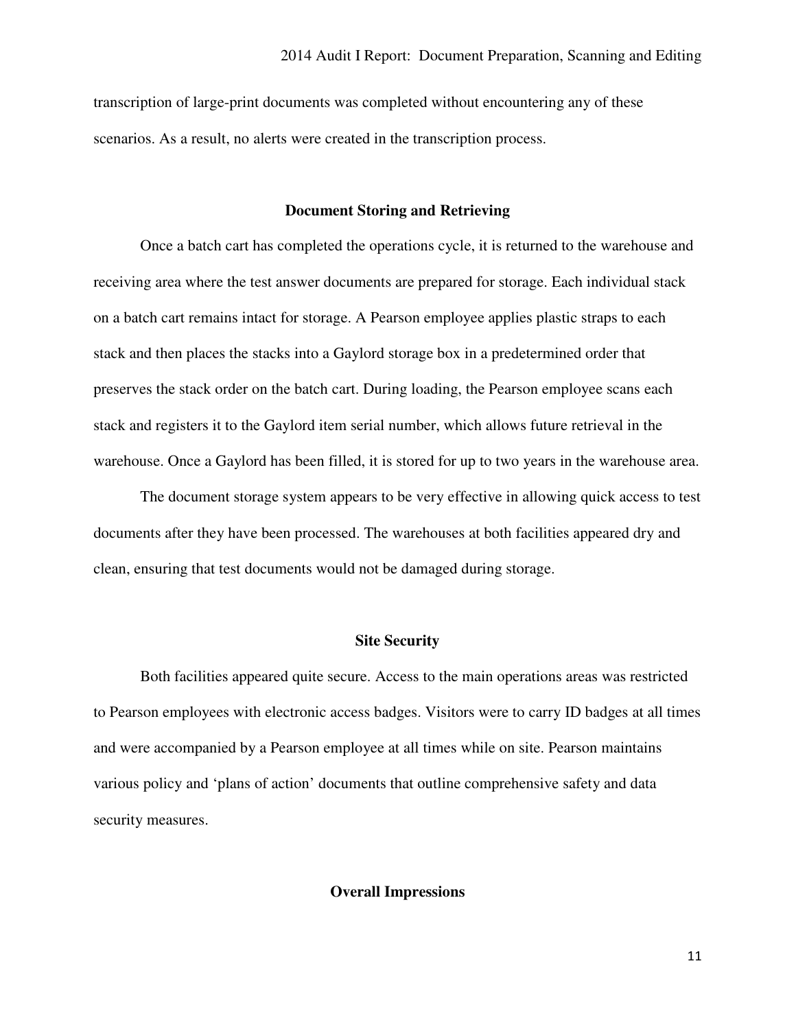transcription of large-print documents was completed without encountering any of these scenarios. As a result, no alerts were created in the transcription process.

## Document Storing and Retrieving

Once a batch cart has completed the operations cycle, it is returned to the warehouse and receiving area where the test answer documents are prepared for storage. Each individual stack on a batch cart remains intact for storage. A Pearson employee applies plastic straps to each stack and then places the stacks into a Gaylord storage box in a predetermined order that preserves the stack order on the batch cart. During loading, the Pearson employee scans each stack and registers it to the Gaylord item serial number, which allows future retrieval in the warehouse. Once a Gaylord has been filled, it is stored for up to two years in the warehouse area.

The document storage system appears to be very effective in allowing quick access to test documents after they have been processed. The warehouses at both facilities appeared dry and clean, ensuring that test documents would not be damaged during storage.

## Site Security

Both facilities appeared quite secure. Access to the main operations areas was restricted to Pearson employees with electronic access badges. Visitors were to carry ID badges at all times and were accompanied by a Pearson employee at all times while on site. Pearson maintains various policy and 'plans of action' documents that outline comprehensive safety and data security measures.

## Overall Impressions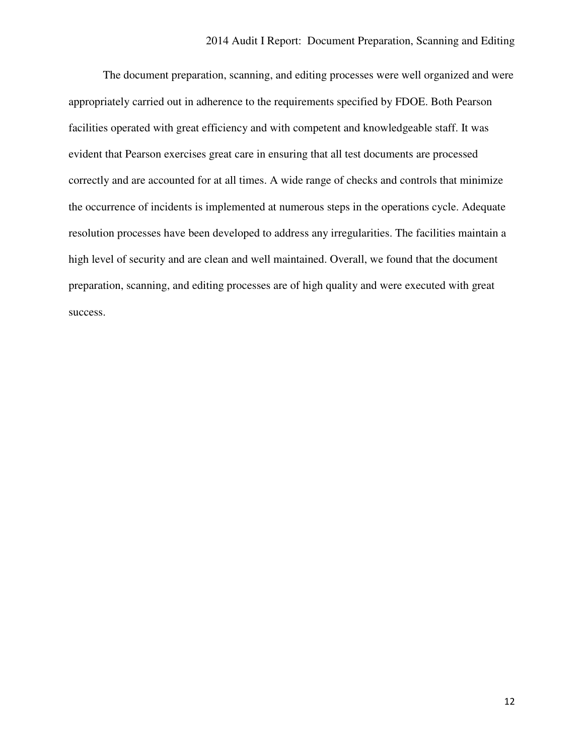The document preparation, scanning, and editing processes were well organized and were appropriately carried out in adherence to the requirements specified by FDOE. Both Pearson facilities operated with great efficiency and with competent and knowledgeable staff. It was evident that Pearson exercises great care in ensuring that all test documents are processed correctly and are accounted for at all times. A wide range of checks and controls that minimize the occurrence of incidents is implemented at numerous steps in the operations cycle. Adequate resolution processes have been developed to address any irregularities. The facilities maintain a high level of security and are clean and well maintained. Overall, we found that the document preparation, scanning, and editing processes are of high quality and were executed with great success.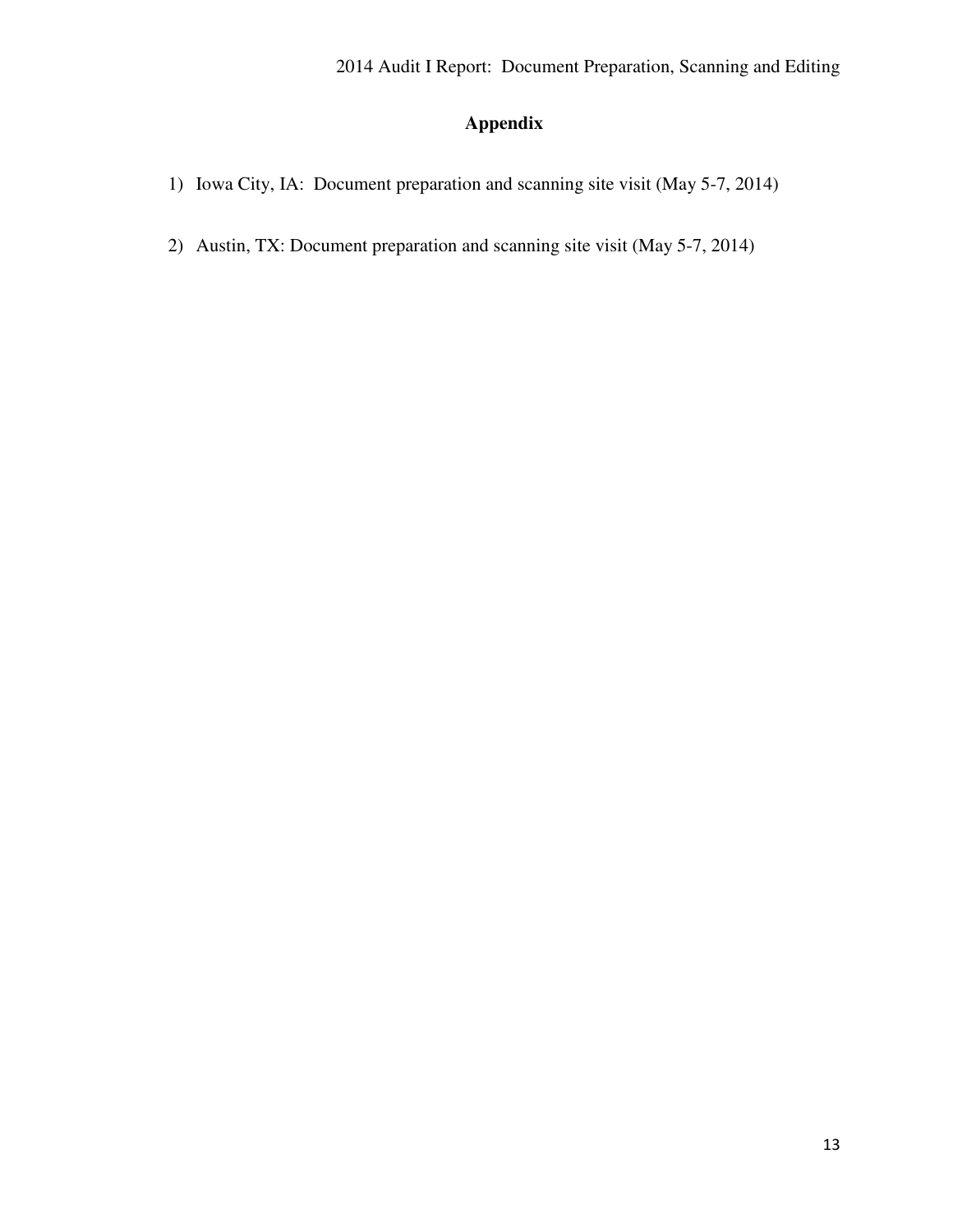# Appendix

1) Iowa City, IA: Document preparation and scanning site visit (May 5-7, 2014)

2) Austin, TX: Document preparation and scanning site visit (May 5-7, 2014)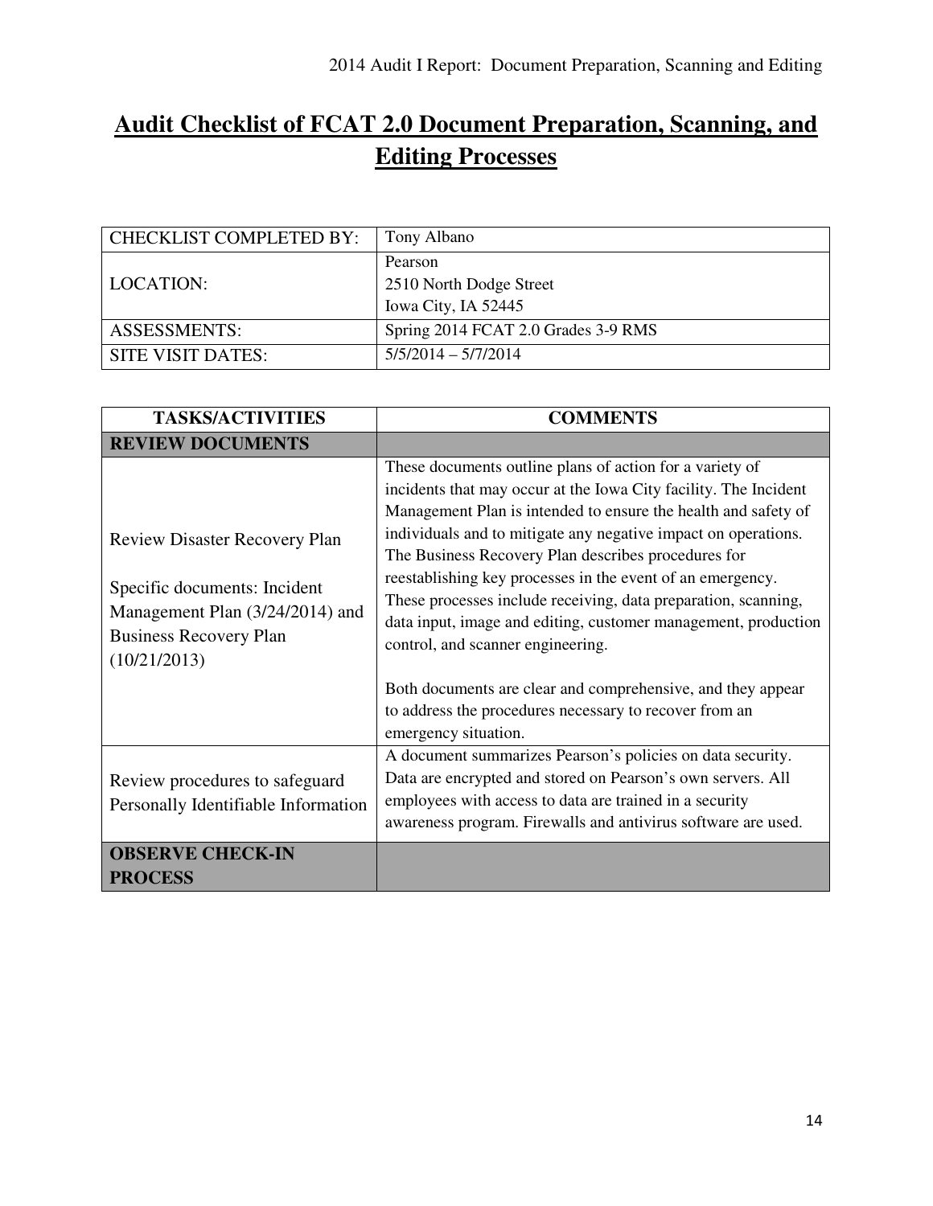# Audit Checklist of FCAT 2.0 Document Preparation, Scanning, and Editing Processes

| CHECKLIST COMPLETED BY: | Tony Albano |
| --- | --- |
| LOCATION: | Pearson<br>2510 North Dodge Street<br>Iowa City, IA 52445 |
| ASSESSMENTS: | Spring 2014 FCAT 2.0 Grades 3-9 RMS |
| SITE VISIT DATES: | 5/5/2014 – 5/7/2014 |

| TASKS/ACTIVITIES | COMMENTS |
| --- | --- |
| **REVIEW DOCUMENTS** | |
| Review Disaster Recovery Plan<br><br>Specific documents: Incident Management Plan (3/24/2014) and Business Recovery Plan (10/21/2013) | These documents outline plans of action for a variety of incidents that may occur at the Iowa City facility. The Incident Management Plan is intended to ensure the health and safety of individuals and to mitigate any negative impact on operations. The Business Recovery Plan describes procedures for reestablishing key processes in the event of an emergency. These processes include receiving, data preparation, scanning, data input, image and editing, customer management, production control, and scanner engineering.<br><br>Both documents are clear and comprehensive, and they appear to address the procedures necessary to recover from an emergency situation. |
| Review procedures to safeguard Personally Identifiable Information | A document summarizes Pearson's policies on data security. Data are encrypted and stored on Pearson's own servers. All employees with access to data are trained in a security awareness program. Firewalls and antivirus software are used. |
| **OBSERVE CHECK-IN PROCESS** | |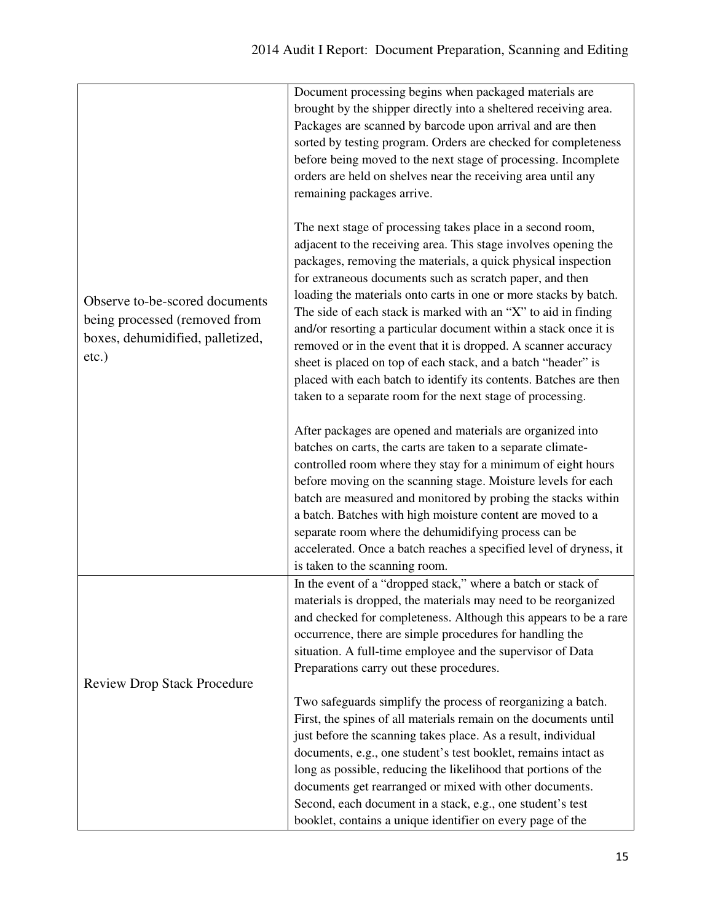| | |
|---|---|
| Observe to-be-scored documents being processed (removed from boxes, dehumidified, palletized, etc.) | Document processing begins when packaged materials are brought by the shipper directly into a sheltered receiving area. Packages are scanned by barcode upon arrival and are then sorted by testing program. Orders are checked for completeness before being moved to the next stage of processing. Incomplete orders are held on shelves near the receiving area until any remaining packages arrive.<br><br>The next stage of processing takes place in a second room, adjacent to the receiving area. This stage involves opening the packages, removing the materials, a quick physical inspection for extraneous documents such as scratch paper, and then loading the materials onto carts in one or more stacks by batch. The side of each stack is marked with an "X" to aid in finding and/or resorting a particular document within a stack once it is removed or in the event that it is dropped. A scanner accuracy sheet is placed on top of each stack, and a batch "header" is placed with each batch to identify its contents. Batches are then taken to a separate room for the next stage of processing.<br><br>After packages are opened and materials are organized into batches on carts, the carts are taken to a separate climate-controlled room where they stay for a minimum of eight hours before moving on the scanning stage. Moisture levels for each batch are measured and monitored by probing the stacks within a batch. Batches with high moisture content are moved to a separate room where the dehumidifying process can be accelerated. Once a batch reaches a specified level of dryness, it is taken to the scanning room. |
| Review Drop Stack Procedure | In the event of a "dropped stack," where a batch or stack of materials is dropped, the materials may need to be reorganized and checked for completeness. Although this appears to be a rare occurrence, there are simple procedures for handling the situation. A full-time employee and the supervisor of Data Preparations carry out these procedures.<br><br>Two safeguards simplify the process of reorganizing a batch. First, the spines of all materials remain on the documents until just before the scanning takes place. As a result, individual documents, e.g., one student's test booklet, remains intact as long as possible, reducing the likelihood that portions of the documents get rearranged or mixed with other documents. Second, each document in a stack, e.g., one student's test booklet, contains a unique identifier on every page of the |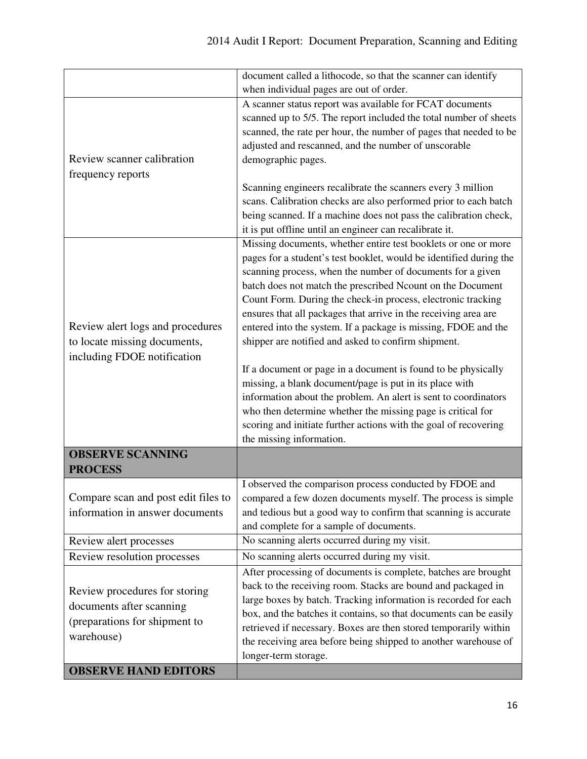| | |
|---|---|
| | document called a lithocode, so that the scanner can identify when individual pages are out of order. |
| Review scanner calibration frequency reports | A scanner status report was available for FCAT documents scanned up to 5/5. The report included the total number of sheets scanned, the rate per hour, the number of pages that needed to be adjusted and rescanned, and the number of unscorable demographic pages.<br><br>Scanning engineers recalibrate the scanners every 3 million scans. Calibration checks are also performed prior to each batch being scanned. If a machine does not pass the calibration check, it is put offline until an engineer can recalibrate it. |
| Review alert logs and procedures to locate missing documents, including FDOE notification | Missing documents, whether entire test booklets or one or more pages for a student's test booklet, would be identified during the scanning process, when the number of documents for a given batch does not match the prescribed Ncount on the Document Count Form. During the check-in process, electronic tracking ensures that all packages that arrive in the receiving area are entered into the system. If a package is missing, FDOE and the shipper are notified and asked to confirm shipment.<br><br>If a document or page in a document is found to be physically missing, a blank document/page is put in its place with information about the problem. An alert is sent to coordinators who then determine whether the missing page is critical for scoring and initiate further actions with the goal of recovering the missing information. |
| **OBSERVE SCANNING PROCESS** | |
| Compare scan and post edit files to information in answer documents | I observed the comparison process conducted by FDOE and compared a few dozen documents myself. The process is simple and tedious but a good way to confirm that scanning is accurate and complete for a sample of documents. |
| Review alert processes | No scanning alerts occurred during my visit. |
| Review resolution processes | No scanning alerts occurred during my visit. |
| Review procedures for storing documents after scanning (preparations for shipment to warehouse) | After processing of documents is complete, batches are brought back to the receiving room. Stacks are bound and packaged in large boxes by batch. Tracking information is recorded for each box, and the batches it contains, so that documents can be easily retrieved if necessary. Boxes are then stored temporarily within the receiving area before being shipped to another warehouse of longer-term storage. |
| **OBSERVE HAND EDITORS** | |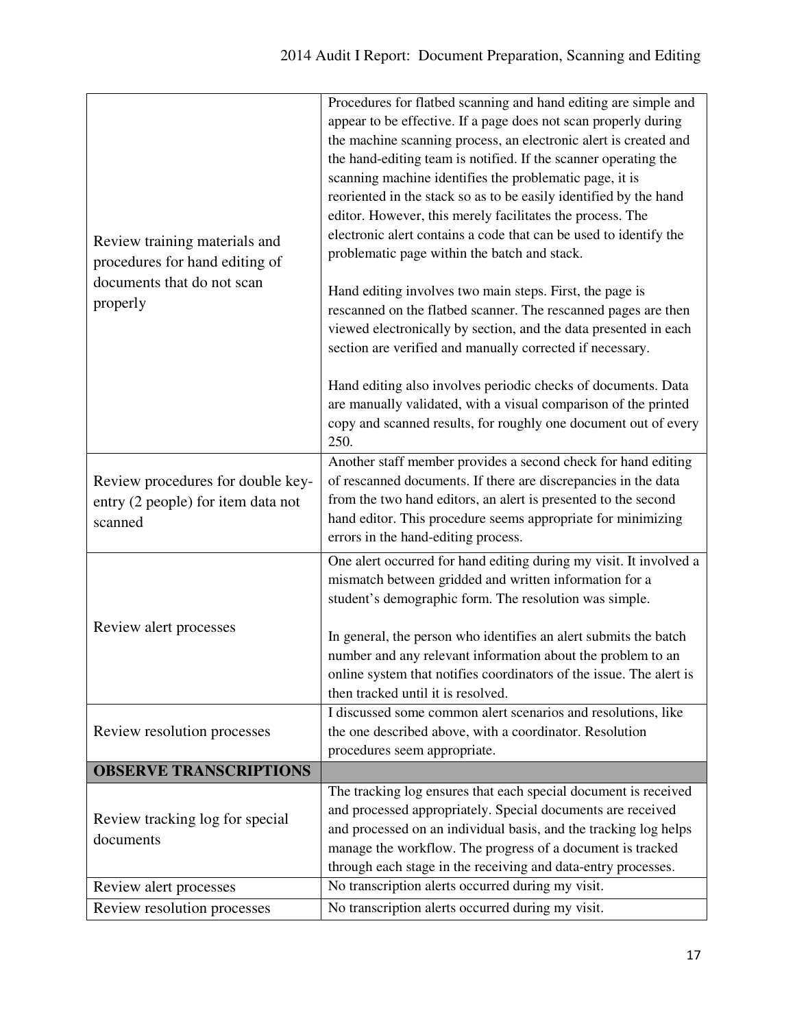| | |
|---|---|
| Review training materials and procedures for hand editing of documents that do not scan properly | Procedures for flatbed scanning and hand editing are simple and appear to be effective. If a page does not scan properly during the machine scanning process, an electronic alert is created and the hand-editing team is notified. If the scanner operating the scanning machine identifies the problematic page, it is reoriented in the stack so as to be easily identified by the hand editor. However, this merely facilitates the process. The electronic alert contains a code that can be used to identify the problematic page within the batch and stack.<br><br>Hand editing involves two main steps. First, the page is rescanned on the flatbed scanner. The rescanned pages are then viewed electronically by section, and the data presented in each section are verified and manually corrected if necessary.<br><br>Hand editing also involves periodic checks of documents. Data are manually validated, with a visual comparison of the printed copy and scanned results, for roughly one document out of every 250. |
| Review procedures for double key-entry (2 people) for item data not scanned | Another staff member provides a second check for hand editing of rescanned documents. If there are discrepancies in the data from the two hand editors, an alert is presented to the second hand editor. This procedure seems appropriate for minimizing errors in the hand-editing process. |
| Review alert processes | One alert occurred for hand editing during my visit. It involved a mismatch between gridded and written information for a student's demographic form. The resolution was simple.<br><br>In general, the person who identifies an alert submits the batch number and any relevant information about the problem to an online system that notifies coordinators of the issue. The alert is then tracked until it is resolved. |
| Review resolution processes | I discussed some common alert scenarios and resolutions, like the one described above, with a coordinator. Resolution procedures seem appropriate. |
| **OBSERVE TRANSCRIPTIONS** | |
| Review tracking log for special documents | The tracking log ensures that each special document is received and processed appropriately. Special documents are received and processed on an individual basis, and the tracking log helps manage the workflow. The progress of a document is tracked through each stage in the receiving and data-entry processes. |
| Review alert processes | No transcription alerts occurred during my visit. |
| Review resolution processes | No transcription alerts occurred during my visit. |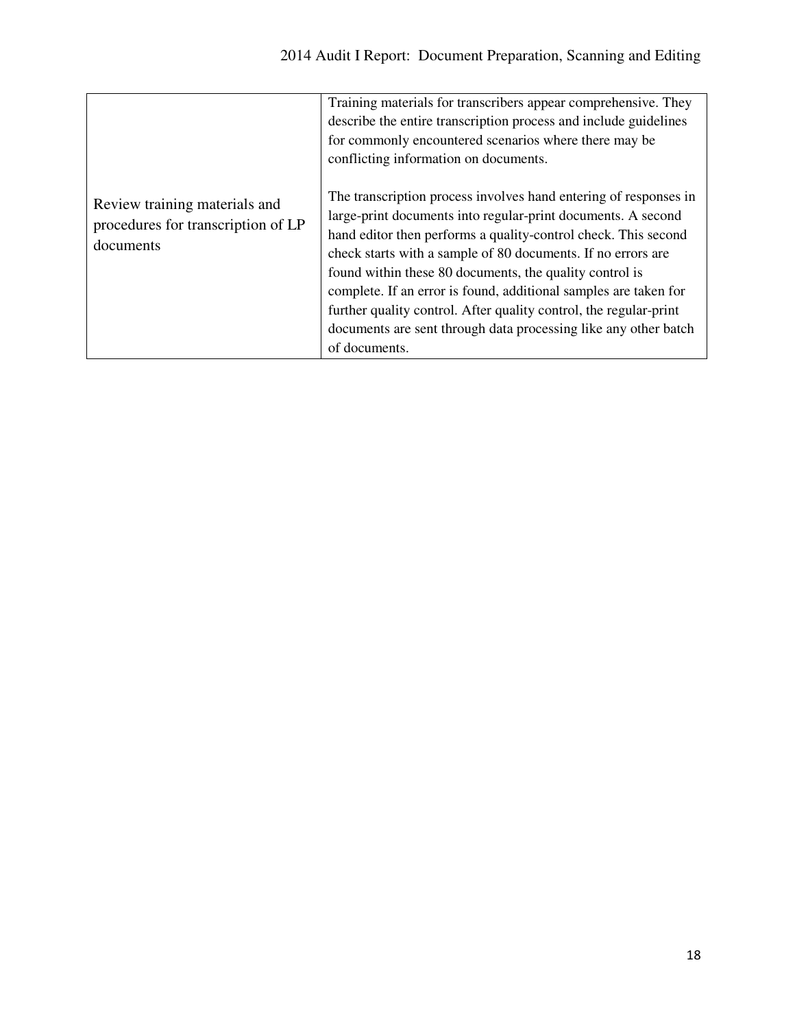| | |
|---|---|
| Review training materials and procedures for transcription of LP documents | Training materials for transcribers appear comprehensive. They describe the entire transcription process and include guidelines for commonly encountered scenarios where there may be conflicting information on documents.<br><br>The transcription process involves hand entering of responses in large-print documents into regular-print documents. A second hand editor then performs a quality-control check. This second check starts with a sample of 80 documents. If no errors are found within these 80 documents, the quality control is complete. If an error is found, additional samples are taken for further quality control. After quality control, the regular-print documents are sent through data processing like any other batch of documents. |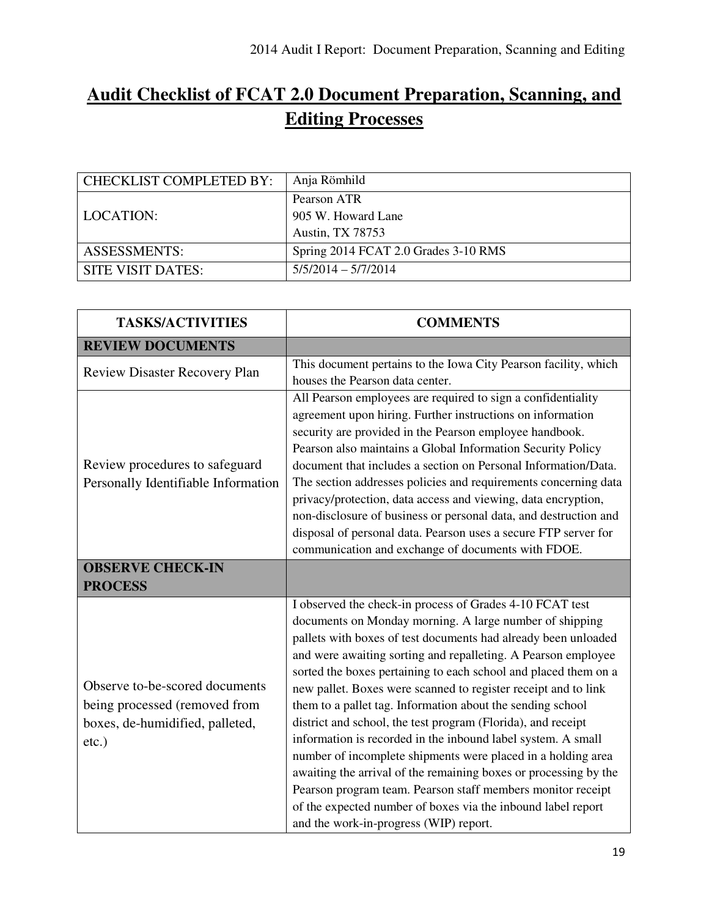# Audit Checklist of FCAT 2.0 Document Preparation, Scanning, and Editing Processes

| CHECKLIST COMPLETED BY: | Anja Römhild |
|---|---|
| LOCATION: | Pearson ATR<br>905 W. Howard Lane<br>Austin, TX 78753 |
| ASSESSMENTS: | Spring 2014 FCAT 2.0 Grades 3-10 RMS |
| SITE VISIT DATES: | 5/5/2014 – 5/7/2014 |

| TASKS/ACTIVITIES | COMMENTS |
|---|---|
| **REVIEW DOCUMENTS** | |
| Review Disaster Recovery Plan | This document pertains to the Iowa City Pearson facility, which houses the Pearson data center. |
| Review procedures to safeguard Personally Identifiable Information | All Pearson employees are required to sign a confidentiality agreement upon hiring. Further instructions on information security are provided in the Pearson employee handbook. Pearson also maintains a Global Information Security Policy document that includes a section on Personal Information/Data. The section addresses policies and requirements concerning data privacy/protection, data access and viewing, data encryption, non-disclosure of business or personal data, and destruction and disposal of personal data. Pearson uses a secure FTP server for communication and exchange of documents with FDOE. |
| **OBSERVE CHECK-IN PROCESS** | |
| Observe to-be-scored documents being processed (removed from boxes, de-humidified, palleted, etc.) | I observed the check-in process of Grades 4-10 FCAT test documents on Monday morning. A large number of shipping pallets with boxes of test documents had already been unloaded and were awaiting sorting and repalleting. A Pearson employee sorted the boxes pertaining to each school and placed them on a new pallet. Boxes were scanned to register receipt and to link them to a pallet tag. Information about the sending school district and school, the test program (Florida), and receipt information is recorded in the inbound label system. A small number of incomplete shipments were placed in a holding area awaiting the arrival of the remaining boxes or processing by the Pearson program team. Pearson staff members monitor receipt of the expected number of boxes via the inbound label report and the work-in-progress (WIP) report. |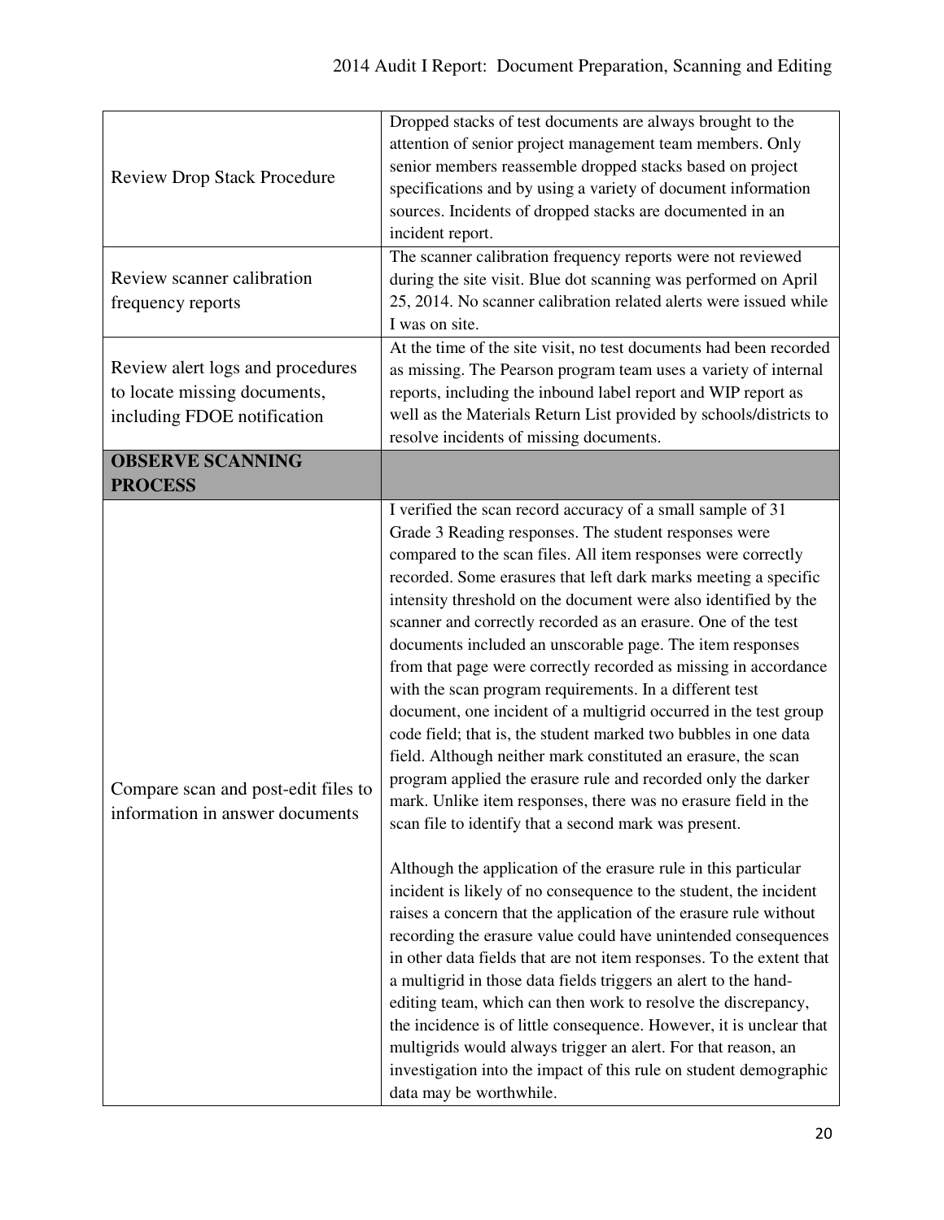| | |
|---|---|
| Review Drop Stack Procedure | Dropped stacks of test documents are always brought to the attention of senior project management team members. Only senior members reassemble dropped stacks based on project specifications and by using a variety of document information sources. Incidents of dropped stacks are documented in an incident report. |
| Review scanner calibration frequency reports | The scanner calibration frequency reports were not reviewed during the site visit. Blue dot scanning was performed on April 25, 2014. No scanner calibration related alerts were issued while I was on site. |
| Review alert logs and procedures to locate missing documents, including FDOE notification | At the time of the site visit, no test documents had been recorded as missing. The Pearson program team uses a variety of internal reports, including the inbound label report and WIP report as well as the Materials Return List provided by schools/districts to resolve incidents of missing documents. |
| **OBSERVE SCANNING PROCESS** | |
| Compare scan and post-edit files to information in answer documents | I verified the scan record accuracy of a small sample of 31 Grade 3 Reading responses. The student responses were compared to the scan files. All item responses were correctly recorded. Some erasures that left dark marks meeting a specific intensity threshold on the document were also identified by the scanner and correctly recorded as an erasure. One of the test documents included an unscorable page. The item responses from that page were correctly recorded as missing in accordance with the scan program requirements. In a different test document, one incident of a multigrid occurred in the test group code field; that is, the student marked two bubbles in one data field. Although neither mark constituted an erasure, the scan program applied the erasure rule and recorded only the darker mark. Unlike item responses, there was no erasure field in the scan file to identify that a second mark was present.<br><br>Although the application of the erasure rule in this particular incident is likely of no consequence to the student, the incident raises a concern that the application of the erasure rule without recording the erasure value could have unintended consequences in other data fields that are not item responses. To the extent that a multigrid in those data fields triggers an alert to the hand-editing team, which can then work to resolve the discrepancy, the incidence is of little consequence. However, it is unclear that multigrids would always trigger an alert. For that reason, an investigation into the impact of this rule on student demographic data may be worthwhile. |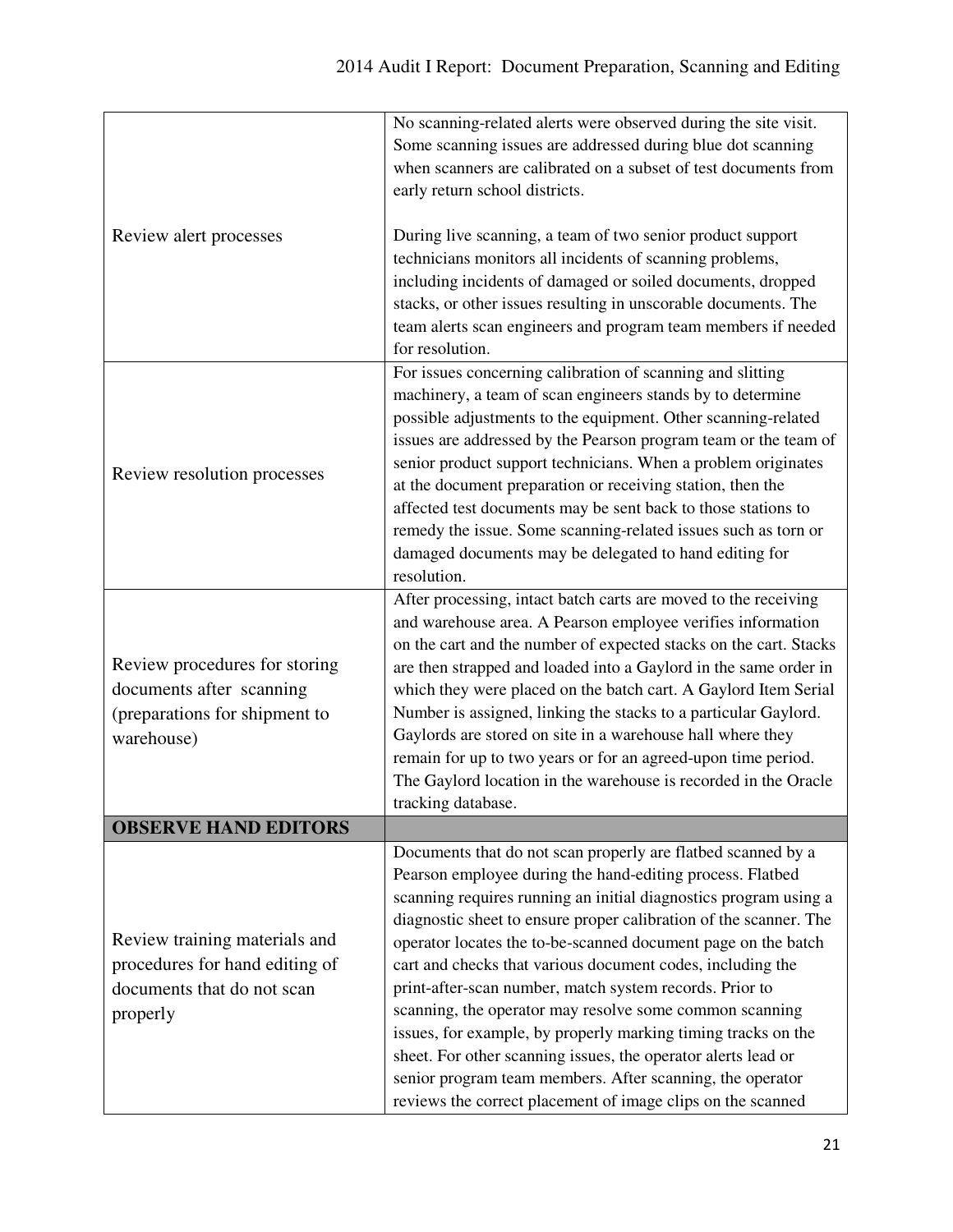| | |
|---|---|
| Review alert processes | No scanning-related alerts were observed during the site visit. Some scanning issues are addressed during blue dot scanning when scanners are calibrated on a subset of test documents from early return school districts.<br><br>During live scanning, a team of two senior product support technicians monitors all incidents of scanning problems, including incidents of damaged or soiled documents, dropped stacks, or other issues resulting in unscorable documents. The team alerts scan engineers and program team members if needed for resolution. |
| Review resolution processes | For issues concerning calibration of scanning and slitting machinery, a team of scan engineers stands by to determine possible adjustments to the equipment. Other scanning-related issues are addressed by the Pearson program team or the team of senior product support technicians. When a problem originates at the document preparation or receiving station, then the affected test documents may be sent back to those stations to remedy the issue. Some scanning-related issues such as torn or damaged documents may be delegated to hand editing for resolution. |
| Review procedures for storing documents after scanning (preparations for shipment to warehouse) | After processing, intact batch carts are moved to the receiving and warehouse area. A Pearson employee verifies information on the cart and the number of expected stacks on the cart. Stacks are then strapped and loaded into a Gaylord in the same order in which they were placed on the batch cart. A Gaylord Item Serial Number is assigned, linking the stacks to a particular Gaylord. Gaylords are stored on site in a warehouse hall where they remain for up to two years or for an agreed-upon time period. The Gaylord location in the warehouse is recorded in the Oracle tracking database. |
| **OBSERVE HAND EDITORS** | |
| Review training materials and procedures for hand editing of documents that do not scan properly | Documents that do not scan properly are flatbed scanned by a Pearson employee during the hand-editing process. Flatbed scanning requires running an initial diagnostics program using a diagnostic sheet to ensure proper calibration of the scanner. The operator locates the to-be-scanned document page on the batch cart and checks that various document codes, including the print-after-scan number, match system records. Prior to scanning, the operator may resolve some common scanning issues, for example, by properly marking timing tracks on the sheet. For other scanning issues, the operator alerts lead or senior program team members. After scanning, the operator reviews the correct placement of image clips on the scanned |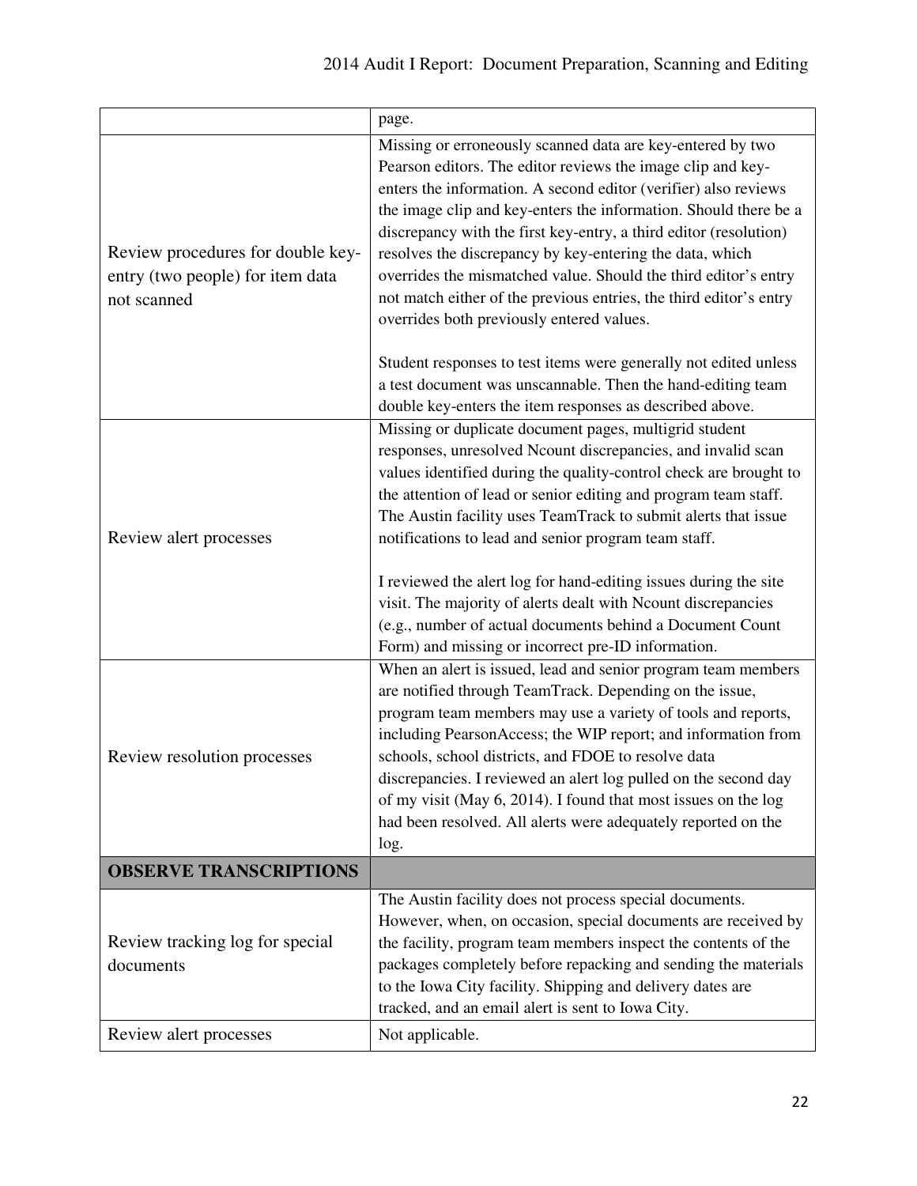| | |
|---|---|
| | page. |
| Review procedures for double key-entry (two people) for item data not scanned | Missing or erroneously scanned data are key-entered by two Pearson editors. The editor reviews the image clip and key-enters the information. A second editor (verifier) also reviews the image clip and key-enters the information. Should there be a discrepancy with the first key-entry, a third editor (resolution) resolves the discrepancy by key-entering the data, which overrides the mismatched value. Should the third editor's entry not match either of the previous entries, the third editor's entry overrides both previously entered values.<br><br>Student responses to test items were generally not edited unless a test document was unscannable. Then the hand-editing team double key-enters the item responses as described above. |
| Review alert processes | Missing or duplicate document pages, multigrid student responses, unresolved Ncount discrepancies, and invalid scan values identified during the quality-control check are brought to the attention of lead or senior editing and program team staff. The Austin facility uses TeamTrack to submit alerts that issue notifications to lead and senior program team staff.<br><br>I reviewed the alert log for hand-editing issues during the site visit. The majority of alerts dealt with Ncount discrepancies (e.g., number of actual documents behind a Document Count Form) and missing or incorrect pre-ID information. |
| Review resolution processes | When an alert is issued, lead and senior program team members are notified through TeamTrack. Depending on the issue, program team members may use a variety of tools and reports, including PearsonAccess; the WIP report; and information from schools, school districts, and FDOE to resolve data discrepancies. I reviewed an alert log pulled on the second day of my visit (May 6, 2014). I found that most issues on the log had been resolved. All alerts were adequately reported on the log. |
| **OBSERVE TRANSCRIPTIONS** | |
| Review tracking log for special documents | The Austin facility does not process special documents. However, when, on occasion, special documents are received by the facility, program team members inspect the contents of the packages completely before repacking and sending the materials to the Iowa City facility. Shipping and delivery dates are tracked, and an email alert is sent to Iowa City. |
| Review alert processes | Not applicable. |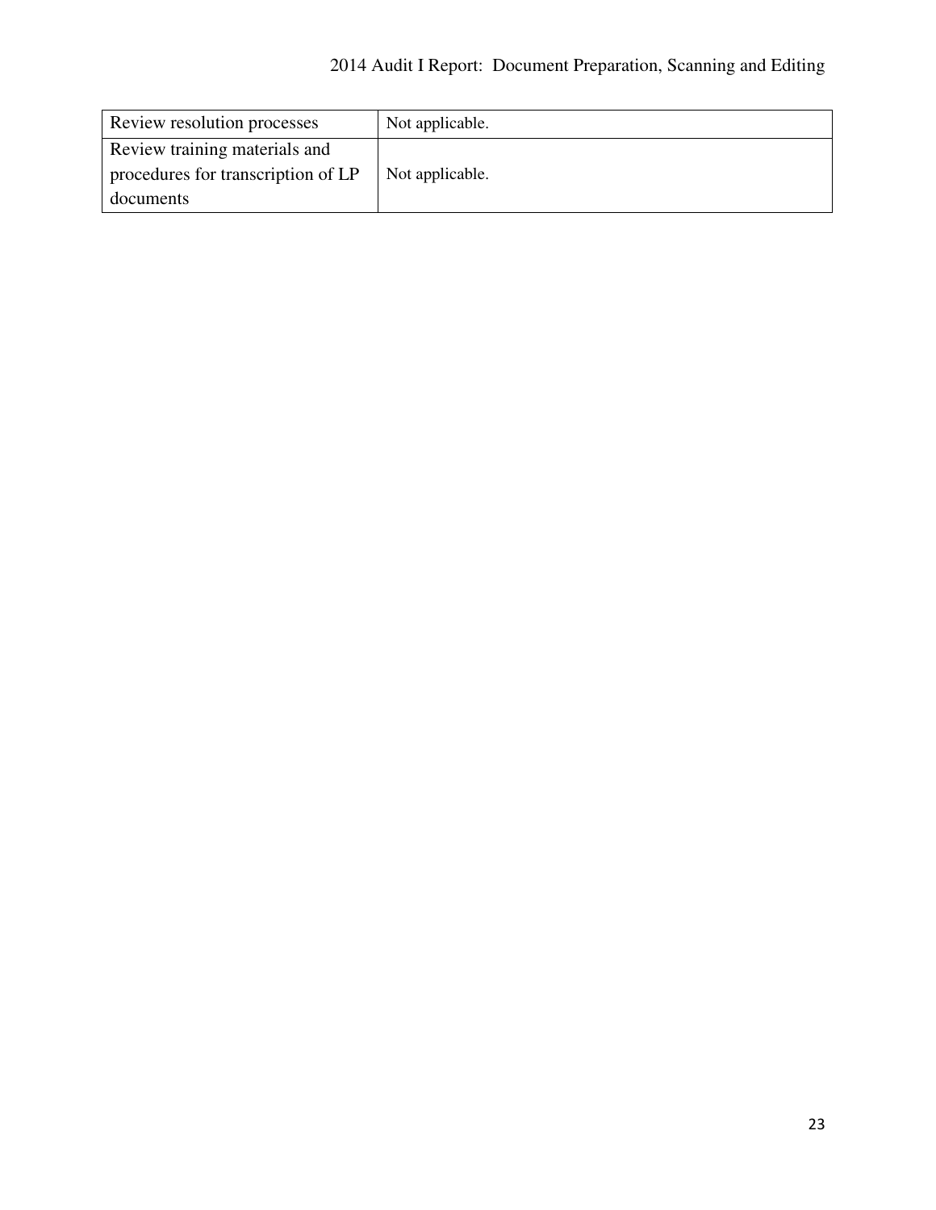| | |
|---|---|
| Review resolution processes | Not applicable. |
| Review training materials and procedures for transcription of LP documents | Not applicable. |